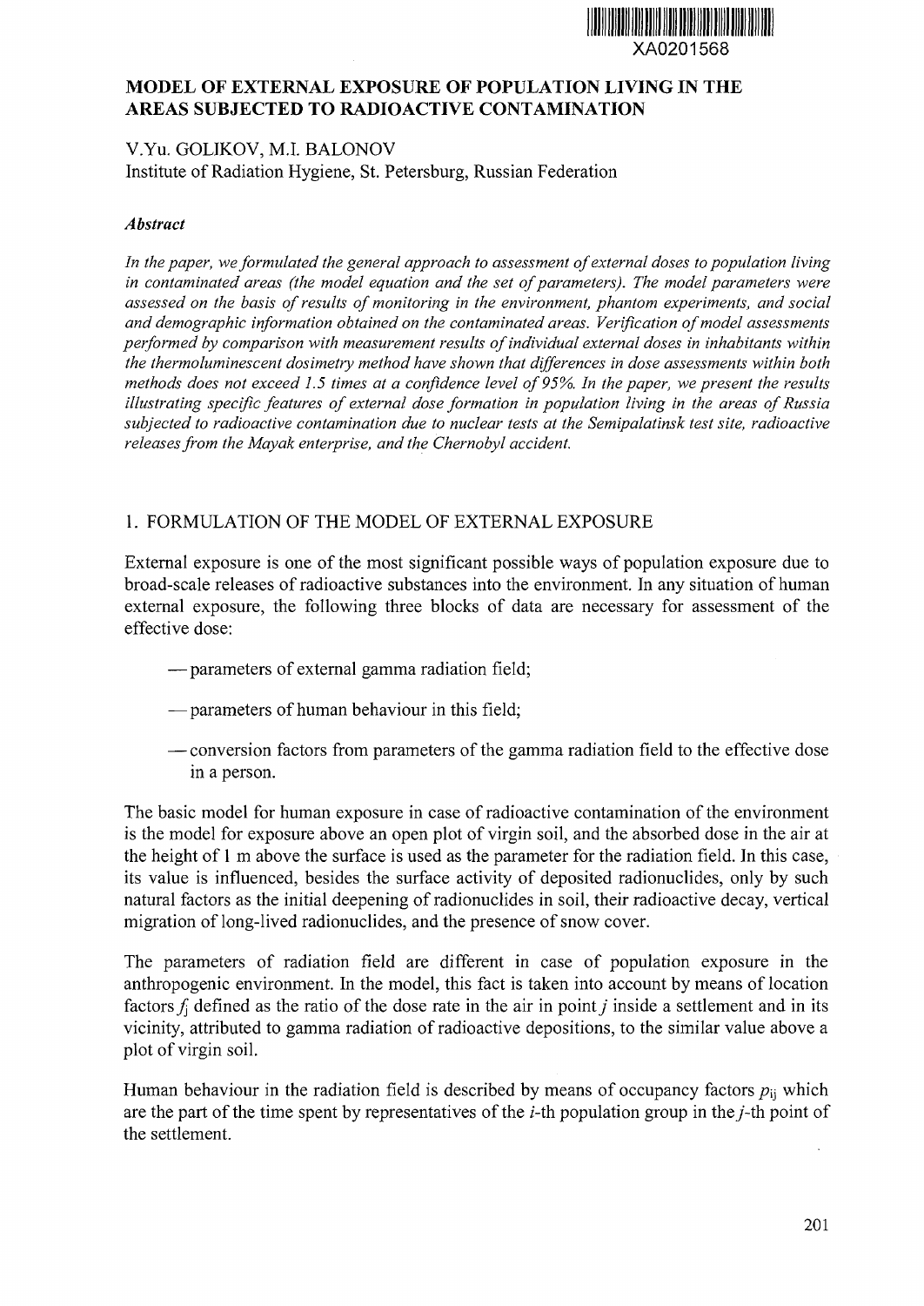XA0201568

# MODEL OF EXTERNAL EXPOSURE OF POPULATION LIVING IN THE AREAS SUBJECTED TO RADIOACTIVE CONTAMINATION

V.Yu. GOLIKOV, M.I. BALONOV

Institute of Radiation Hygiene, St. Petersburg, Russian Federation

***Abstract***

*In the paper, we formulated the general approach to assessment of external doses to population living in contaminated areas (the model equation and the set of parameters). The model parameters were assessed on the basis of results of monitoring in the environment, phantom experiments, and social and demographic information obtained on the contaminated areas. Verification of model assessments performed by comparison with measurement results of individual external doses in inhabitants within the thermoluminescent dosimetry method have shown that differences in dose assessments within both methods does not exceed 1.5 times at a confidence level of 95%. In the paper, we present the results illustrating specific features of external dose formation in population living in the areas of Russia subjected to radioactive contamination due to nuclear tests at the Semipalatinsk test site, radioactive releases from the Mayak enterprise, and the Chernobyl accident.*

## 1. FORMULATION OF THE MODEL OF EXTERNAL EXPOSURE

External exposure is one of the most significant possible ways of population exposure due to broad-scale releases of radioactive substances into the environment. In any situation of human external exposure, the following three blocks of data are necessary for assessment of the effective dose:

— parameters of external gamma radiation field;

— parameters of human behaviour in this field;

— conversion factors from parameters of the gamma radiation field to the effective dose in a person.

The basic model for human exposure in case of radioactive contamination of the environment is the model for exposure above an open plot of virgin soil, and the absorbed dose in the air at the height of 1 m above the surface is used as the parameter for the radiation field. In this case, its value is influenced, besides the surface activity of deposited radionuclides, only by such natural factors as the initial deepening of radionuclides in soil, their radioactive decay, vertical migration of long-lived radionuclides, and the presence of snow cover.

The parameters of radiation field are different in case of population exposure in the anthropogenic environment. In the model, this fact is taken into account by means of location factors $f_j$ defined as the ratio of the dose rate in the air in point $j$ inside a settlement and in its vicinity, attributed to gamma radiation of radioactive depositions, to the similar value above a plot of virgin soil.

Human behaviour in the radiation field is described by means of occupancy factors $p_{ij}$ which are the part of the time spent by representatives of the $i$-th population group in the $j$-th point of the settlement.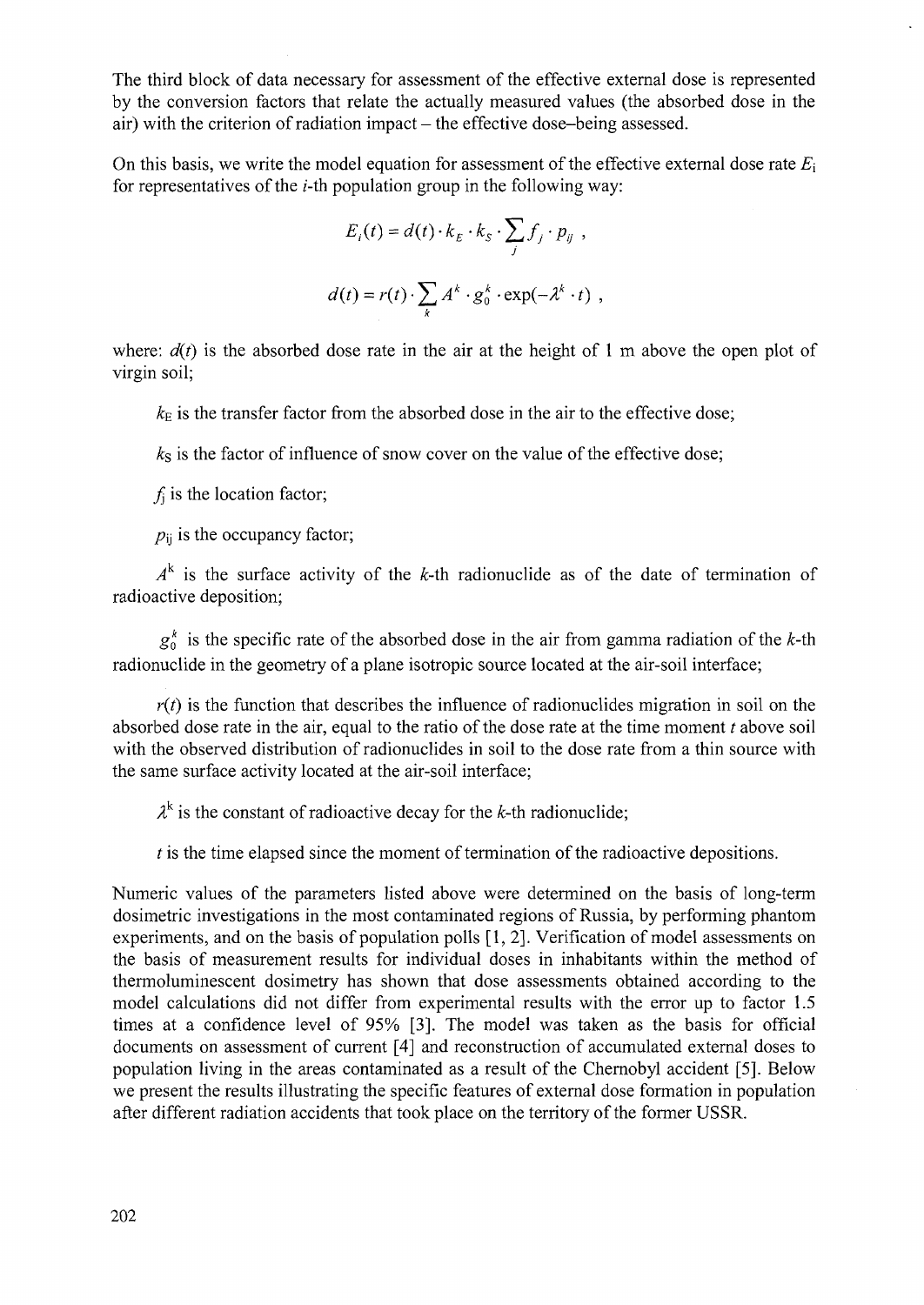The third block of data necessary for assessment of the effective external dose is represented by the conversion factors that relate the actually measured values (the absorbed dose in the air) with the criterion of radiation impact – the effective dose–being assessed.

On this basis, we write the model equation for assessment of the effective external dose rate $E_i$ for representatives of the $i$-th population group in the following way:

$$E_i(t) = d(t) \cdot k_E \cdot k_S \cdot \sum_j f_j \cdot p_{ij} ,$$

$$d(t) = r(t) \cdot \sum_k A^k \cdot g_0^k \cdot \exp(-\lambda^k \cdot t) ,$$

where: $d(t)$ is the absorbed dose rate in the air at the height of 1 m above the open plot of virgin soil;

$k_E$ is the transfer factor from the absorbed dose in the air to the effective dose;

$k_S$ is the factor of influence of snow cover on the value of the effective dose;

$f_j$ is the location factor;

$p_{ij}$ is the occupancy factor;

$A^k$ is the surface activity of the $k$-th radionuclide as of the date of termination of radioactive deposition;

$g_0^k$ is the specific rate of the absorbed dose in the air from gamma radiation of the $k$-th radionuclide in the geometry of a plane isotropic source located at the air-soil interface;

$r(t)$ is the function that describes the influence of radionuclides migration in soil on the absorbed dose rate in the air, equal to the ratio of the dose rate at the time moment $t$ above soil with the observed distribution of radionuclides in soil to the dose rate from a thin source with the same surface activity located at the air-soil interface;

$\lambda^k$ is the constant of radioactive decay for the $k$-th radionuclide;

$t$ is the time elapsed since the moment of termination of the radioactive depositions.

Numeric values of the parameters listed above were determined on the basis of long-term dosimetric investigations in the most contaminated regions of Russia, by performing phantom experiments, and on the basis of population polls [1, 2]. Verification of model assessments on the basis of measurement results for individual doses in inhabitants within the method of thermoluminescent dosimetry has shown that dose assessments obtained according to the model calculations did not differ from experimental results with the error up to factor 1.5 times at a confidence level of 95% [3]. The model was taken as the basis for official documents on assessment of current [4] and reconstruction of accumulated external doses to population living in the areas contaminated as a result of the Chernobyl accident [5]. Below we present the results illustrating the specific features of external dose formation in population after different radiation accidents that took place on the territory of the former USSR.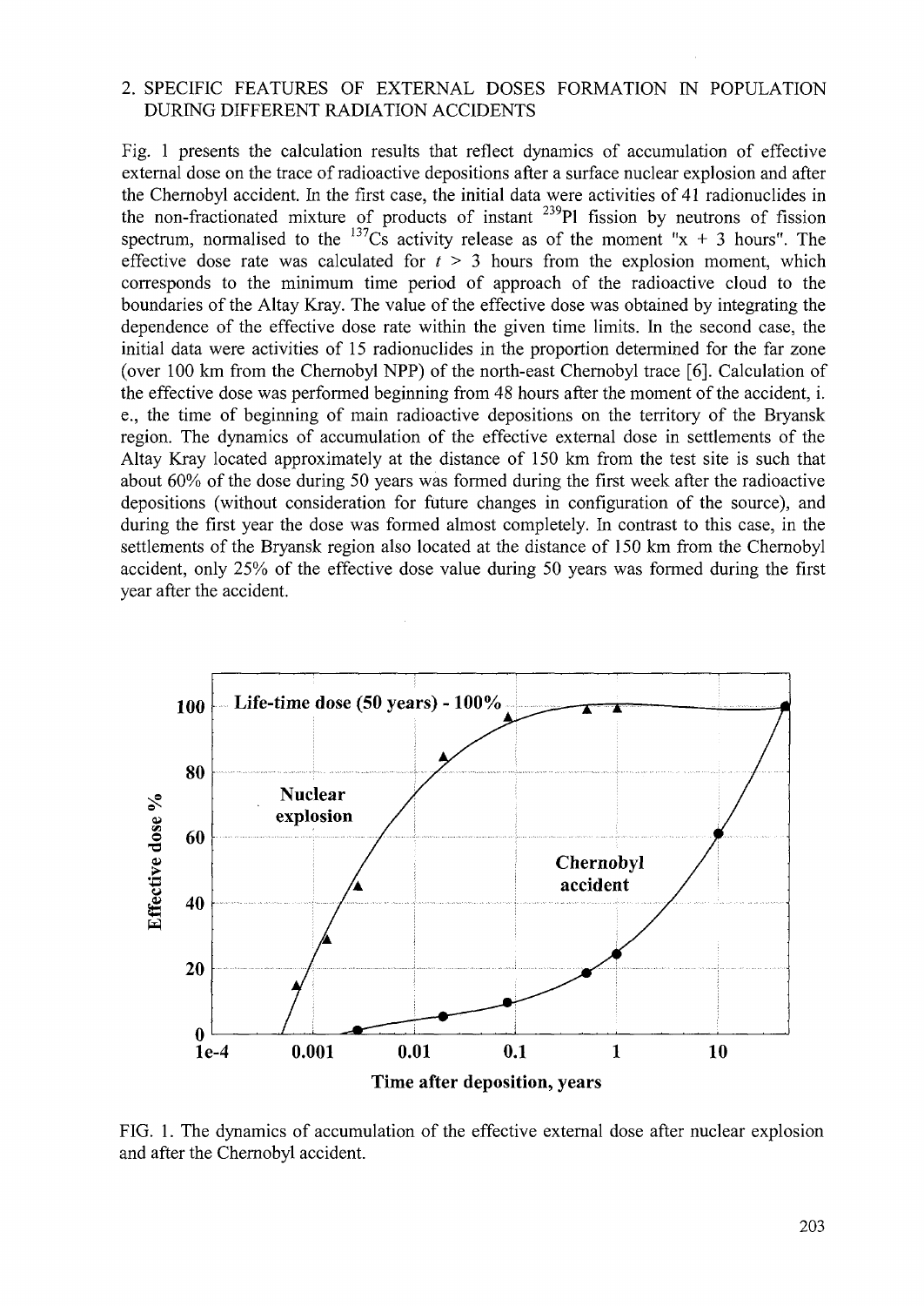## 2. SPECIFIC FEATURES OF EXTERNAL DOSES FORMATION IN POPULATION DURING DIFFERENT RADIATION ACCIDENTS

Fig. 1 presents the calculation results that reflect dynamics of accumulation of effective external dose on the trace of radioactive depositions after a surface nuclear explosion and after the Chernobyl accident. In the first case, the initial data were activities of 41 radionuclides in the non-fractionated mixture of products of instant $^{239}$Pl fission by neutrons of fission spectrum, normalised to the $^{137}$Cs activity release as of the moment "x + 3 hours". The effective dose rate was calculated for $t > 3$ hours from the explosion moment, which corresponds to the minimum time period of approach of the radioactive cloud to the boundaries of the Altay Kray. The value of the effective dose was obtained by integrating the dependence of the effective dose rate within the given time limits. In the second case, the initial data were activities of 15 radionuclides in the proportion determined for the far zone (over 100 km from the Chernobyl NPP) of the north-east Chernobyl trace [6]. Calculation of the effective dose was performed beginning from 48 hours after the moment of the accident, i. e., the time of beginning of main radioactive depositions on the territory of the Bryansk region. The dynamics of accumulation of the effective external dose in settlements of the Altay Kray located approximately at the distance of 150 km from the test site is such that about 60% of the dose during 50 years was formed during the first week after the radioactive depositions (without consideration for future changes in configuration of the source), and during the first year the dose was formed almost completely. In contrast to this case, in the settlements of the Bryansk region also located at the distance of 150 km from the Chernobyl accident, only 25% of the effective dose value during 50 years was formed during the first year after the accident.

FIG. 1. The dynamics of accumulation of the effective external dose after nuclear explosion and after the Chernobyl accident.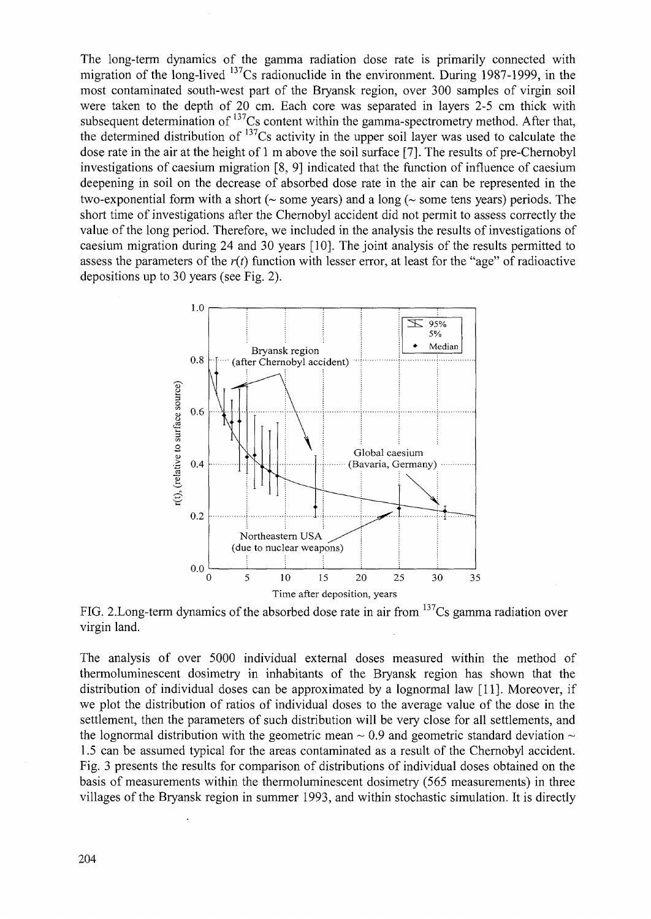The long-term dynamics of the gamma radiation dose rate is primarily connected with migration of the long-lived $^{137}Cs$ radionuclide in the environment. During 1987-1999, in the most contaminated south-west part of the Bryansk region, over 300 samples of virgin soil were taken to the depth of 20 cm. Each core was separated in layers 2-5 cm thick with subsequent determination of $^{137}Cs$ content within the gamma-spectrometry method. After that, the determined distribution of $^{137}Cs$ activity in the upper soil layer was used to calculate the dose rate in the air at the height of 1 m above the soil surface [7]. The results of pre-Chernobyl investigations of caesium migration [8, 9] indicated that the function of influence of caesium deepening in soil on the decrease of absorbed dose rate in the air can be represented in the two-exponential form with a short (~ some years) and a long (~ some tens years) periods. The short time of investigations after the Chernobyl accident did not permit to assess correctly the value of the long period. Therefore, we included in the analysis the results of investigations of caesium migration during 24 and 30 years [10]. The joint analysis of the results permitted to assess the parameters of the $r(t)$ function with lesser error, at least for the "age" of radioactive depositions up to 30 years (see Fig. 2).

FIG. 2.Long-term dynamics of the absorbed dose rate in air from $^{137}Cs$ gamma radiation over virgin land.

The analysis of over 5000 individual external doses measured within the method of thermoluminescent dosimetry in inhabitants of the Bryansk region has shown that the distribution of individual doses can be approximated by a lognormal law [11]. Moreover, if we plot the distribution of ratios of individual doses to the average value of the dose in the settlement, then the parameters of such distribution will be very close for all settlements, and the lognormal distribution with the geometric mean ~ 0.9 and geometric standard deviation ~ 1.5 can be assumed typical for the areas contaminated as a result of the Chernobyl accident. Fig. 3 presents the results for comparison of distributions of individual doses obtained on the basis of measurements within the thermoluminescent dosimetry (565 measurements) in three villages of the Bryansk region in summer 1993, and within stochastic simulation. It is directly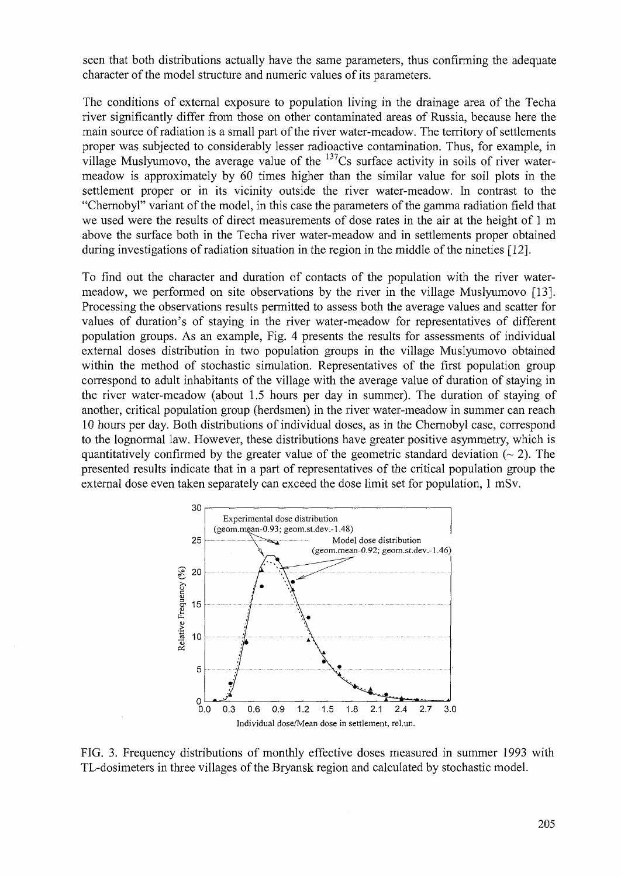seen that both distributions actually have the same parameters, thus confirming the adequate character of the model structure and numeric values of its parameters.

The conditions of external exposure to population living in the drainage area of the Techa river significantly differ from those on other contaminated areas of Russia, because here the main source of radiation is a small part of the river water-meadow. The territory of settlements proper was subjected to considerably lesser radioactive contamination. Thus, for example, in village Muslyumovo, the average value of the $^{137}$Cs surface activity in soils of river water-meadow is approximately by 60 times higher than the similar value for soil plots in the settlement proper or in its vicinity outside the river water-meadow. In contrast to the "Chernobyl" variant of the model, in this case the parameters of the gamma radiation field that we used were the results of direct measurements of dose rates in the air at the height of 1 m above the surface both in the Techa river water-meadow and in settlements proper obtained during investigations of radiation situation in the region in the middle of the nineties [12].

To find out the character and duration of contacts of the population with the river water-meadow, we performed on site observations by the river in the village Muslyumovo [13]. Processing the observations results permitted to assess both the average values and scatter for values of duration's of staying in the river water-meadow for representatives of different population groups. As an example, Fig. 4 presents the results for assessments of individual external doses distribution in two population groups in the village Muslyumovo obtained within the method of stochastic simulation. Representatives of the first population group correspond to adult inhabitants of the village with the average value of duration of staying in the river water-meadow (about 1.5 hours per day in summer). The duration of staying of another, critical population group (herdsmen) in the river water-meadow in summer can reach 10 hours per day. Both distributions of individual doses, as in the Chernobyl case, correspond to the lognormal law. However, these distributions have greater positive asymmetry, which is quantitatively confirmed by the greater value of the geometric standard deviation (~ 2). The presented results indicate that in a part of representatives of the critical population group the external dose even taken separately can exceed the dose limit set for population, 1 mSv.

FIG. 3. Frequency distributions of monthly effective doses measured in summer 1993 with TL-dosimeters in three villages of the Bryansk region and calculated by stochastic model.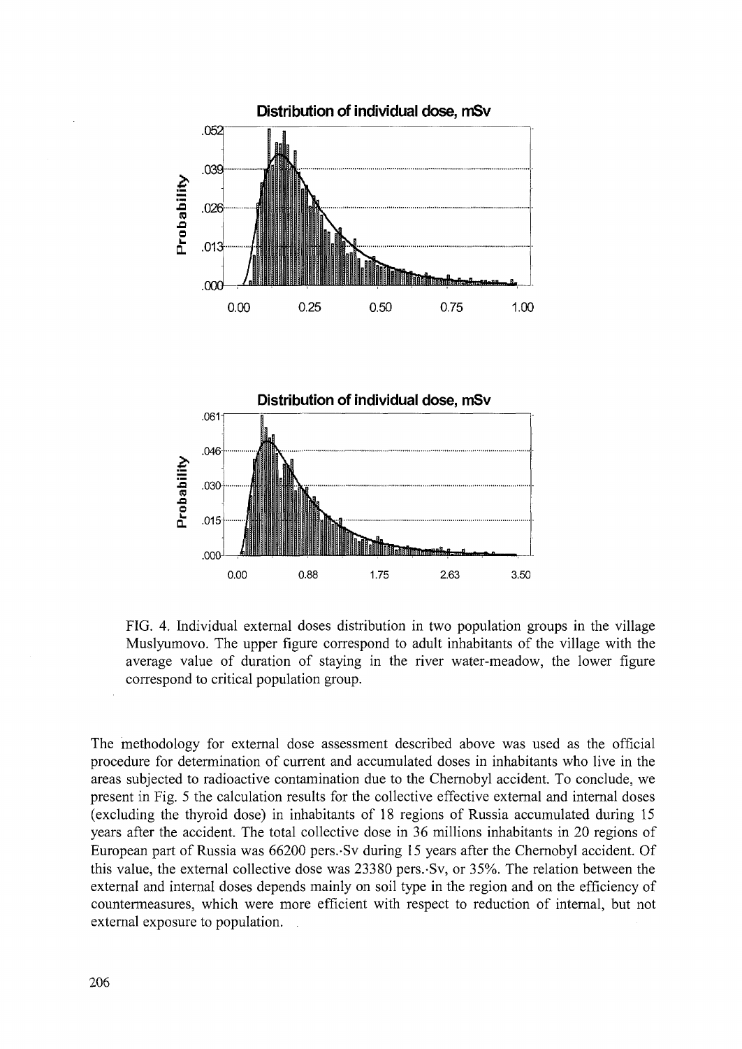FIG. 4. Individual external doses distribution in two population groups in the village Muslyumovo. The upper figure correspond to adult inhabitants of the village with the average value of duration of staying in the river water-meadow, the lower figure correspond to critical population group.

The methodology for external dose assessment described above was used as the official procedure for determination of current and accumulated doses in inhabitants who live in the areas subjected to radioactive contamination due to the Chernobyl accident. To conclude, we present in Fig. 5 the calculation results for the collective effective external and internal doses (excluding the thyroid dose) in inhabitants of 18 regions of Russia accumulated during 15 years after the accident. The total collective dose in 36 millions inhabitants in 20 regions of European part of Russia was 66200 pers.·Sv during 15 years after the Chernobyl accident. Of this value, the external collective dose was 23380 pers.·Sv, or 35%. The relation between the external and internal doses depends mainly on soil type in the region and on the efficiency of countermeasures, which were more efficient with respect to reduction of internal, but not external exposure to population.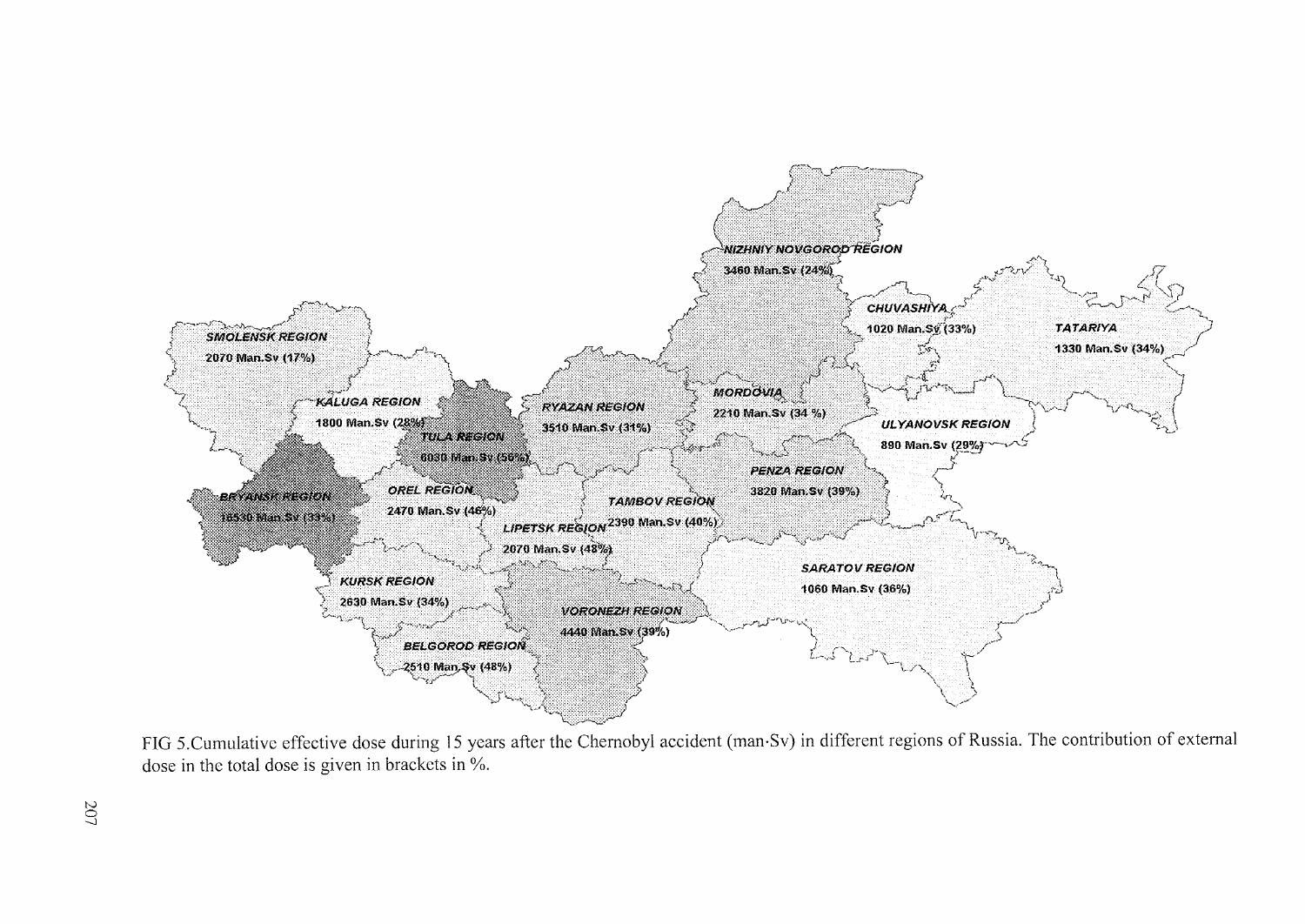FIG 5.Cumulative effective dose during 15 years after the Chernobyl accident (man·Sv) in different regions of Russia. The contribution of external dose in the total dose is given in brackets in %.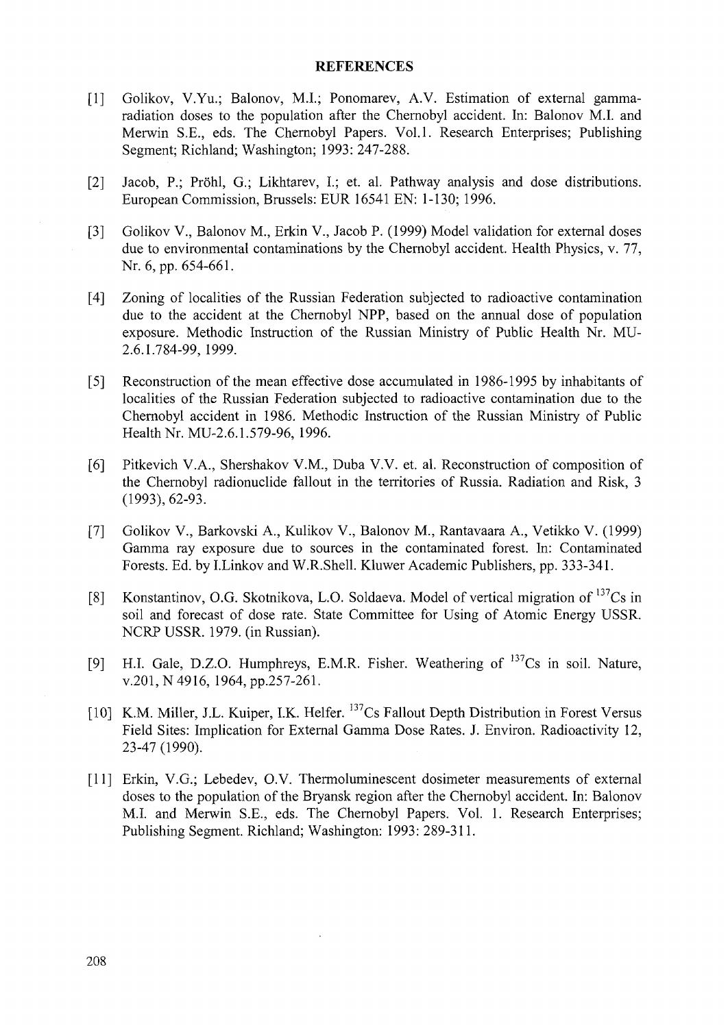## REFERENCES

[1] Golikov, V.Yu.; Balonov, M.I.; Ponomarev, A.V. Estimation of external gamma-radiation doses to the population after the Chernobyl accident. In: Balonov M.I. and Merwin S.E., eds. The Chernobyl Papers. Vol.1. Research Enterprises; Publishing Segment; Richland; Washington; 1993: 247-288.

[2] Jacob, P.; Pröhl, G.; Likhtarev, I.; et. al. Pathway analysis and dose distributions. European Commission, Brussels: EUR 16541 EN: 1-130; 1996.

[3] Golikov V., Balonov M., Erkin V., Jacob P. (1999) Model validation for external doses due to environmental contaminations by the Chernobyl accident. Health Physics, v. 77, Nr. 6, pp. 654-661.

[4] Zoning of localities of the Russian Federation subjected to radioactive contamination due to the accident at the Chernobyl NPP, based on the annual dose of population exposure. Methodic Instruction of the Russian Ministry of Public Health Nr. MU-2.6.1.784-99, 1999.

[5] Reconstruction of the mean effective dose accumulated in 1986-1995 by inhabitants of localities of the Russian Federation subjected to radioactive contamination due to the Chernobyl accident in 1986. Methodic Instruction of the Russian Ministry of Public Health Nr. MU-2.6.1.579-96, 1996.

[6] Pitkevich V.A., Shershakov V.M., Duba V.V. et. al. Reconstruction of composition of the Chernobyl radionuclide fallout in the territories of Russia. Radiation and Risk, 3 (1993), 62-93.

[7] Golikov V., Barkovski A., Kulikov V., Balonov M., Rantavaara A., Vetikko V. (1999) Gamma ray exposure due to sources in the contaminated forest. In: Contaminated Forests. Ed. by I.Linkov and W.R.Shell. Kluwer Academic Publishers, pp. 333-341.

[8] Konstantinov, O.G. Skotnikova, L.O. Soldaeva. Model of vertical migration of $^{137}Cs$ in soil and forecast of dose rate. State Committee for Using of Atomic Energy USSR. NCRP USSR. 1979. (in Russian).

[9] H.I. Gale, D.Z.O. Humphreys, E.M.R. Fisher. Weathering of $^{137}Cs$ in soil. Nature, v.201, N 4916, 1964, pp.257-261.

[10] K.M. Miller, J.L. Kuiper, I.K. Helfer. $^{137}Cs$ Fallout Depth Distribution in Forest Versus Field Sites: Implication for External Gamma Dose Rates. J. Environ. Radioactivity 12, 23-47 (1990).

[11] Erkin, V.G.; Lebedev, O.V. Thermoluminescent dosimeter measurements of external doses to the population of the Bryansk region after the Chernobyl accident. In: Balonov M.I. and Merwin S.E., eds. The Chernobyl Papers. Vol. 1. Research Enterprises; Publishing Segment. Richland; Washington: 1993: 289-311.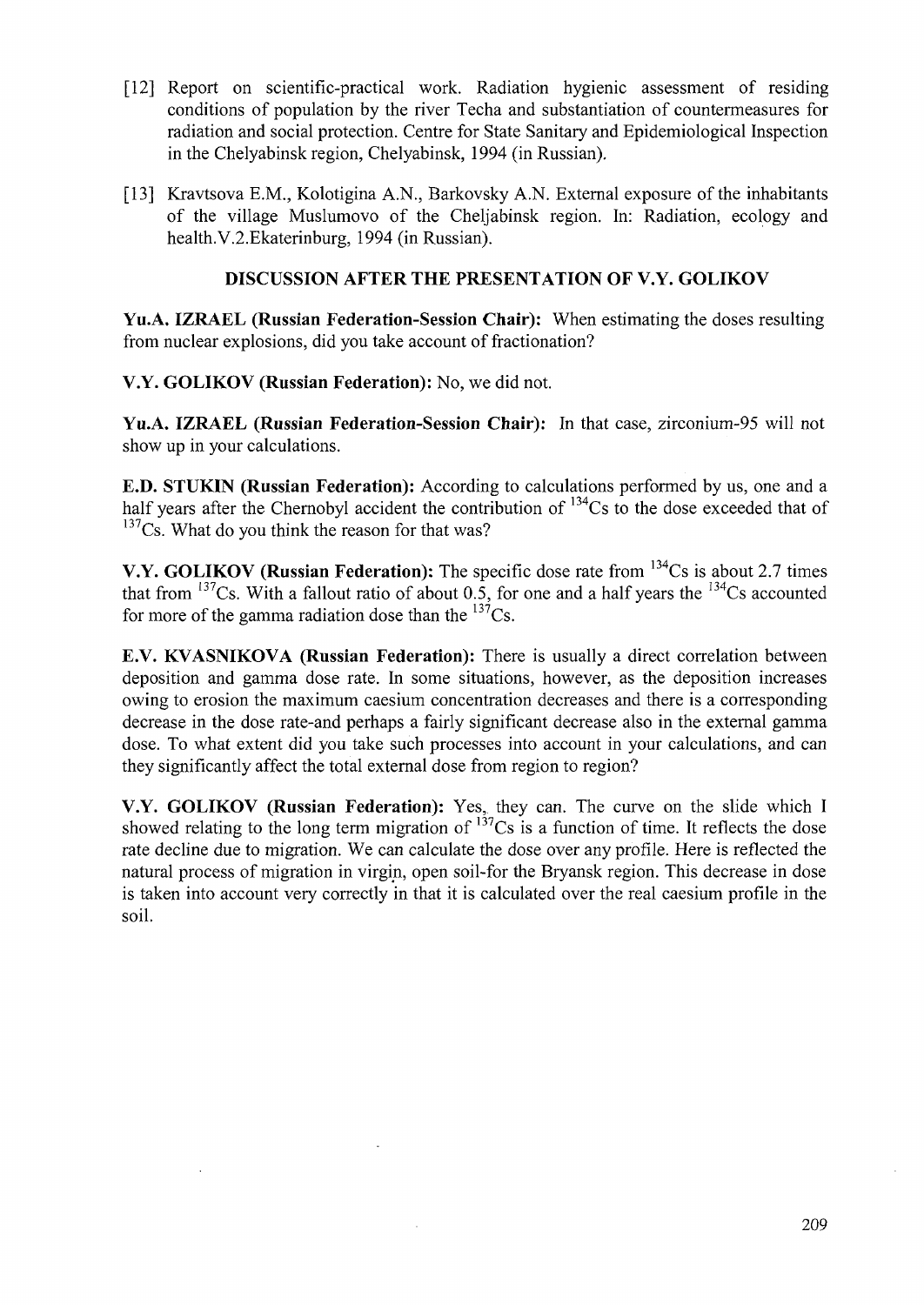[12] Report on scientific-practical work. Radiation hygienic assessment of residing conditions of population by the river Techa and substantiation of countermeasures for radiation and social protection. Centre for State Sanitary and Epidemiological Inspection in the Chelyabinsk region, Chelyabinsk, 1994 (in Russian).

[13] Kravtsova E.M., Kolotigina A.N., Barkovsky A.N. External exposure of the inhabitants of the village Muslumovo of the Cheljabinsk region. In: Radiation, ecology and health.V.2.Ekaterinburg, 1994 (in Russian).

## DISCUSSION AFTER THE PRESENTATION OF V.Y. GOLIKOV

**Yu.A. IZRAEL (Russian Federation-Session Chair):** When estimating the doses resulting from nuclear explosions, did you take account of fractionation?

**V.Y. GOLIKOV (Russian Federation):** No, we did not.

**Yu.A. IZRAEL (Russian Federation-Session Chair):** In that case, zirconium-95 will not show up in your calculations.

**E.D. STUKIN (Russian Federation):** According to calculations performed by us, one and a half years after the Chernobyl accident the contribution of $^{134}Cs$ to the dose exceeded that of $^{137}Cs$. What do you think the reason for that was?

**V.Y. GOLIKOV (Russian Federation):** The specific dose rate from $^{134}Cs$ is about 2.7 times that from $^{137}Cs$. With a fallout ratio of about 0.5, for one and a half years the $^{134}Cs$ accounted for more of the gamma radiation dose than the $^{137}Cs$.

**E.V. KVASNIKOVA (Russian Federation):** There is usually a direct correlation between deposition and gamma dose rate. In some situations, however, as the deposition increases owing to erosion the maximum caesium concentration decreases and there is a corresponding decrease in the dose rate-and perhaps a fairly significant decrease also in the external gamma dose. To what extent did you take such processes into account in your calculations, and can they significantly affect the total external dose from region to region?

**V.Y. GOLIKOV (Russian Federation):** Yes, they can. The curve on the slide which I showed relating to the long term migration of $^{137}Cs$ is a function of time. It reflects the dose rate decline due to migration. We can calculate the dose over any profile. Here is reflected the natural process of migration in virgin, open soil-for the Bryansk region. This decrease in dose is taken into account very correctly in that it is calculated over the real caesium profile in the soil.